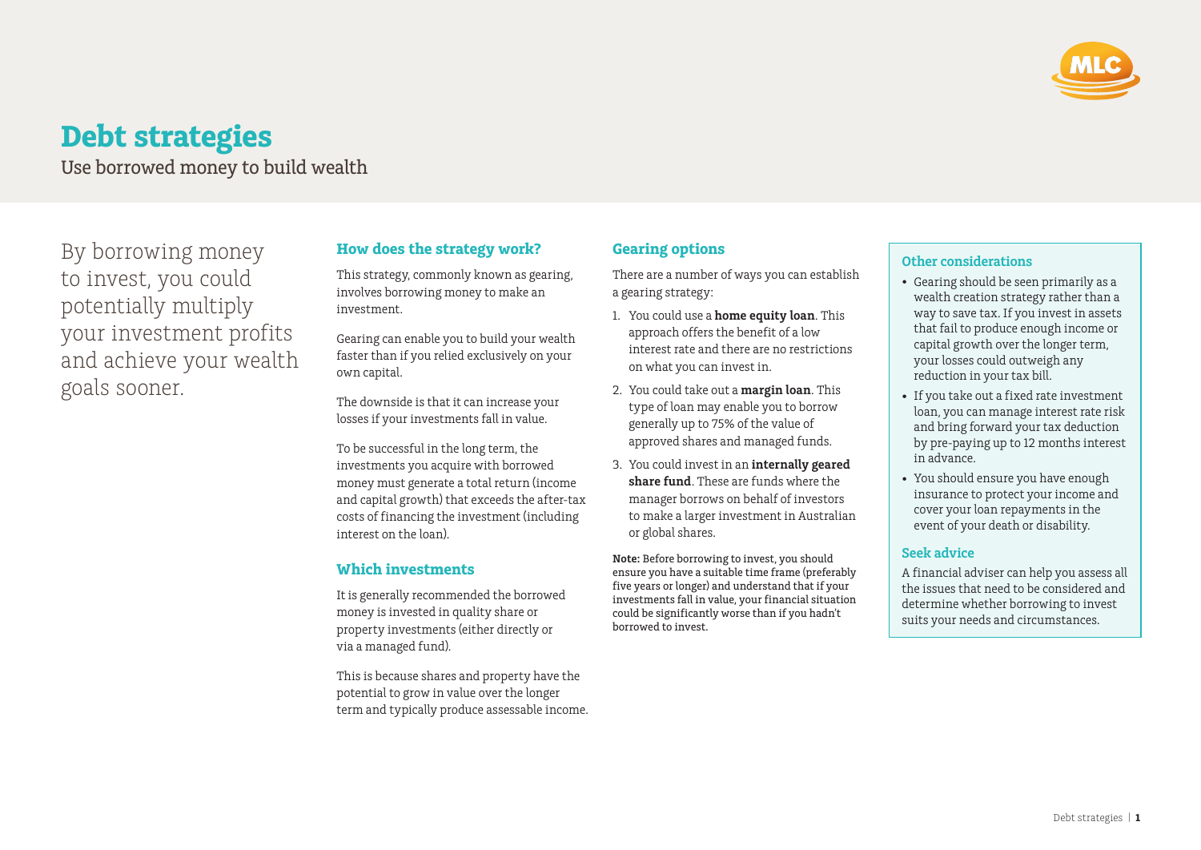# Debt strategies

Use borrowed money to build wealth

By borrowing money to invest, you could potentially multiply your investment profits and achieve your wealth goals sooner.

## How does the strategy work?

This strategy, commonly known as gearing, involves borrowing money to make an investment.

Gearing can enable you to build your wealth faster than if you relied exclusively on your own capital.

The downside is that it can increase your losses if your investments fall in value.

To be successful in the long term, the investments you acquire with borrowed money must generate a total return (income and capital growth) that exceeds the after-tax costs of financing the investment (including interest on the loan).

## Which investments

It is generally recommended the borrowed money is invested in quality share or property investments (either directly or via a managed fund).

This is because shares and property have the potential to grow in value over the longer term and typically produce assessable income.

## Gearing options

There are a number of ways you can establish a gearing strategy:

1. You could use a **home equity loan**. This approach offers the benefit of a low interest rate and there are no restrictions on what you can invest in.
2. You could take out a **margin loan**. This type of loan may enable you to borrow generally up to 75% of the value of approved shares and managed funds.
3. You could invest in an **internally geared share fund**. These are funds where the manager borrows on behalf of investors to make a larger investment in Australian or global shares.

**Note:** Before borrowing to invest, you should ensure you have a suitable time frame (preferably five years or longer) and understand that if your investments fall in value, your financial situation could be significantly worse than if you hadn't borrowed to invest.

### Other considerations

- Gearing should be seen primarily as a wealth creation strategy rather than a way to save tax. If you invest in assets that fail to produce enough income or capital growth over the longer term, your losses could outweigh any reduction in your tax bill.
- If you take out a fixed rate investment loan, you can manage interest rate risk and bring forward your tax deduction by pre-paying up to 12 months interest in advance.
- You should ensure you have enough insurance to protect your income and cover your loan repayments in the event of your death or disability.

### Seek advice

A financial adviser can help you assess all the issues that need to be considered and determine whether borrowing to invest suits your needs and circumstances.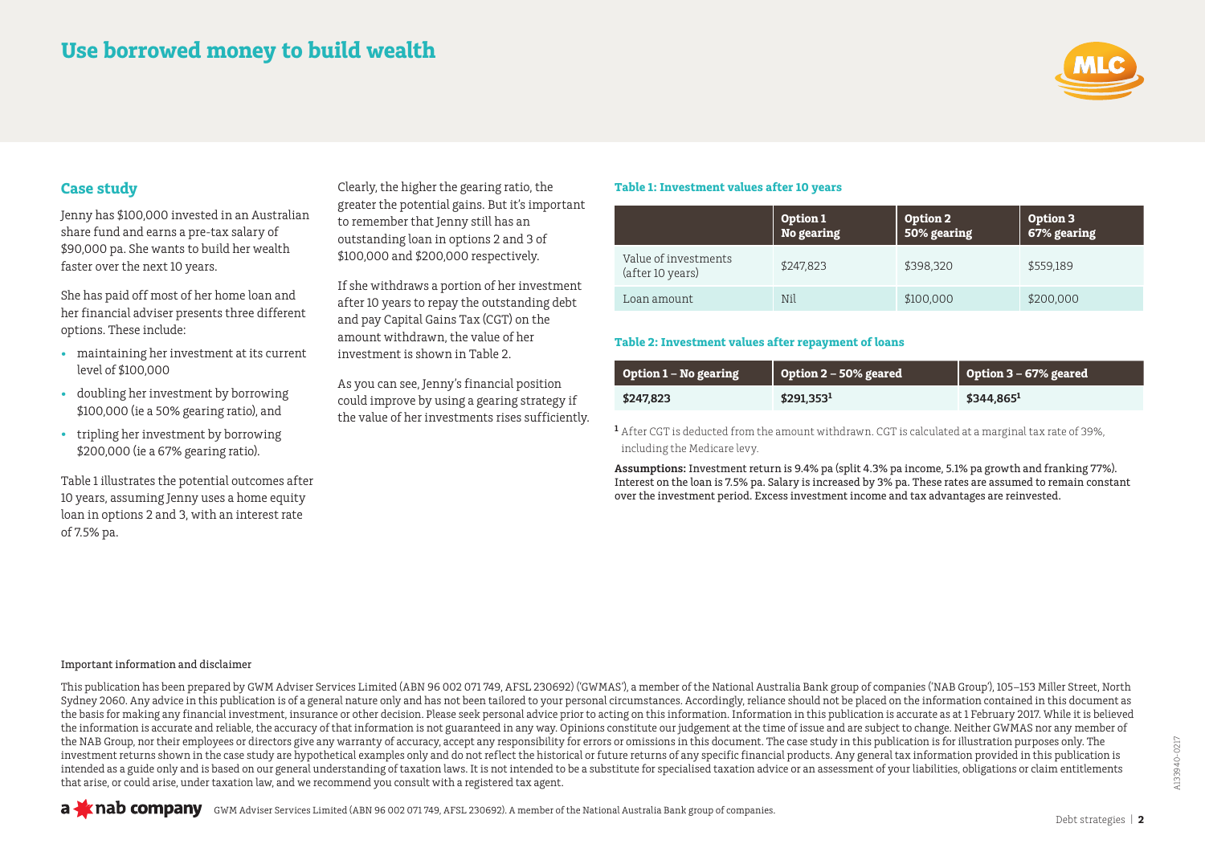# Use borrowed money to build wealth

## Case study

Jenny has $100,000 invested in an Australian share fund and earns a pre-tax salary of $90,000 pa. She wants to build her wealth faster over the next 10 years.

She has paid off most of her home loan and her financial adviser presents three different options. These include:

- maintaining her investment at its current level of $100,000
- doubling her investment by borrowing $100,000 (ie a 50% gearing ratio), and
- tripling her investment by borrowing $200,000 (ie a 67% gearing ratio).

Table 1 illustrates the potential outcomes after 10 years, assuming Jenny uses a home equity loan in options 2 and 3, with an interest rate of 7.5% pa.

Clearly, the higher the gearing ratio, the greater the potential gains. But it's important to remember that Jenny still has an outstanding loan in options 2 and 3 of $100,000 and $200,000 respectively.

If she withdraws a portion of her investment after 10 years to repay the outstanding debt and pay Capital Gains Tax (CGT) on the amount withdrawn, the value of her investment is shown in Table 2.

As you can see, Jenny's financial position could improve by using a gearing strategy if the value of her investments rises sufficiently.

**Table 1: Investment values after 10 years**

| | Option 1 No gearing | Option 2 50% gearing | Option 3 67% gearing |
|---|---|---|---|
| Value of investments (after 10 years) | $247,823 | $398,320 | $559,189 |
| Loan amount | Nil | $100,000 | $200,000 |

**Table 2: Investment values after repayment of loans**

| Option 1 – No gearing | Option 2 – 50% geared | Option 3 – 67% geared |
|---|---|---|
| **$247,823** | **$291,353[1]** | **$344,865[1]** |

[1] After CGT is deducted from the amount withdrawn. CGT is calculated at a marginal tax rate of 39%, including the Medicare levy.

**Assumptions:** Investment return is 9.4% pa (split 4.3% pa income, 5.1% pa growth and franking 77%). Interest on the loan is 7.5% pa. Salary is increased by 3% pa. These rates are assumed to remain constant over the investment period. Excess investment income and tax advantages are reinvested.

Important information and disclaimer

This publication has been prepared by GWM Adviser Services Limited (ABN 96 002 071 749, AFSL 230692) ('GWMAS'), a member of the National Australia Bank group of companies ('NAB Group'), 105–153 Miller Street, North Sydney 2060. Any advice in this publication is of a general nature only and has not been tailored to your personal circumstances. Accordingly, reliance should not be placed on the information contained in this document as the basis for making any financial investment, insurance or other decision. Please seek personal advice prior to acting on this information. Information in this publication is accurate as at 1 February 2017. While it is believed the information is accurate and reliable, the accuracy of that information is not guaranteed in any way. Opinions constitute our judgement at the time of issue and are subject to change. Neither GWMAS nor any member of the NAB Group, nor their employees or directors give any warranty of accuracy, accept any responsibility for errors or omissions in this document. The case study in this publication is for illustration purposes only. The investment returns shown in the case study are hypothetical examples only and do not reflect the historical or future returns of any specific financial products. Any general tax information provided in this publication is intended as a guide only and is based on our general understanding of taxation laws. It is not intended to be a substitute for specialised taxation advice or an assessment of your liabilities, obligations or claim entitlements that arise, or could arise, under taxation law, and we recommend you consult with a registered tax agent.

a nab company GWM Adviser Services Limited (ABN 96 002 071 749, AFSL 230692). A member of the National Australia Bank group of companies.

A133940-0217